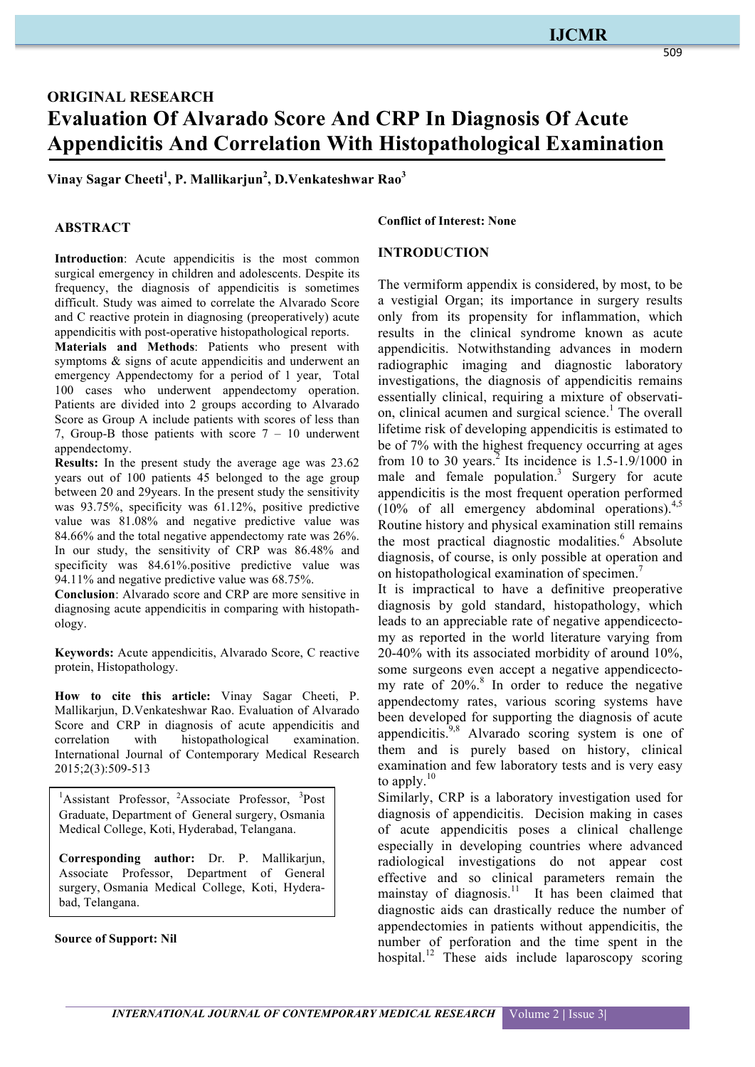ORIGINAL RESEARCH

# Evaluation Of Alvarado Score And CRP In Diagnosis Of Acute Appendicitis And Correlation With Histopathological Examination

**Vinay Sagar Cheeti[1], P. Mallikarjun[2], D.Venkateshwar Rao[3]**

## ABSTRACT

**Introduction**: Acute appendicitis is the most common surgical emergency in children and adolescents. Despite its frequency, the diagnosis of appendicitis is sometimes difficult. Study was aimed to correlate the Alvarado Score and C reactive protein in diagnosing (preoperatively) acute appendicitis with post-operative histopathological reports.

**Materials and Methods**: Patients who present with symptoms & signs of acute appendicitis and underwent an emergency Appendectomy for a period of 1 year, Total 100 cases who underwent appendectomy operation. Patients are divided into 2 groups according to Alvarado Score as Group A include patients with scores of less than 7, Group-B those patients with score 7 – 10 underwent appendectomy.

**Results:** In the present study the average age was 23.62 years out of 100 patients 45 belonged to the age group between 20 and 29years. In the present study the sensitivity was 93.75%, specificity was 61.12%, positive predictive value was 81.08% and negative predictive value was 84.66% and the total negative appendectomy rate was 26%. In our study, the sensitivity of CRP was 86.48% and specificity was 84.61%.positive predictive value was 94.11% and negative predictive value was 68.75%.

**Conclusion**: Alvarado score and CRP are more sensitive in diagnosing acute appendicitis in comparing with histopathology.

**Keywords:** Acute appendicitis, Alvarado Score, C reactive protein, Histopathology.

**How to cite this article:** Vinay Sagar Cheeti, P. Mallikarjun, D.Venkateshwar Rao. Evaluation of Alvarado Score and CRP in diagnosis of acute appendicitis and correlation with histopathological examination. International Journal of Contemporary Medical Research 2015;2(3):509-513

[1]Assistant Professor, [2]Associate Professor, [3]Post Graduate, Department of General surgery, Osmania Medical College, Koti, Hyderabad, Telangana.

**Corresponding author:** Dr. P. Mallikarjun, Associate Professor, Department of General surgery, Osmania Medical College, Koti, Hyderabad, Telangana.

**Source of Support: Nil**

**Conflict of Interest: None**

## INTRODUCTION

The vermiform appendix is considered, by most, to be a vestigial Organ; its importance in surgery results only from its propensity for inflammation, which results in the clinical syndrome known as acute appendicitis. Notwithstanding advances in modern radiographic imaging and diagnostic laboratory investigations, the diagnosis of appendicitis remains essentially clinical, requiring a mixture of observation, clinical acumen and surgical science.[1] The overall lifetime risk of developing appendicitis is estimated to be of 7% with the highest frequency occurring at ages from 10 to 30 years.[2] Its incidence is 1.5-1.9/1000 in male and female population.[3] Surgery for acute appendicitis is the most frequent operation performed (10% of all emergency abdominal operations).[4,5] Routine history and physical examination still remains the most practical diagnostic modalities.[6] Absolute diagnosis, of course, is only possible at operation and on histopathological examination of specimen.[7]

It is impractical to have a definitive preoperative diagnosis by gold standard, histopathology, which leads to an appreciable rate of negative appendicectomy as reported in the world literature varying from 20-40% with its associated morbidity of around 10%, some surgeons even accept a negative appendicectomy rate of 20%.[8] In order to reduce the negative appendectomy rates, various scoring systems have been developed for supporting the diagnosis of acute appendicitis.[9,8] Alvarado scoring system is one of them and is purely based on history, clinical examination and few laboratory tests and is very easy to apply.[10]

Similarly, CRP is a laboratory investigation used for diagnosis of appendicitis. Decision making in cases of acute appendicitis poses a clinical challenge especially in developing countries where advanced radiological investigations do not appear cost effective and so clinical parameters remain the mainstay of diagnosis.[11] It has been claimed that diagnostic aids can drastically reduce the number of appendectomies in patients without appendicitis, the number of perforation and the time spent in the hospital.[12] These aids include laparoscopy scoring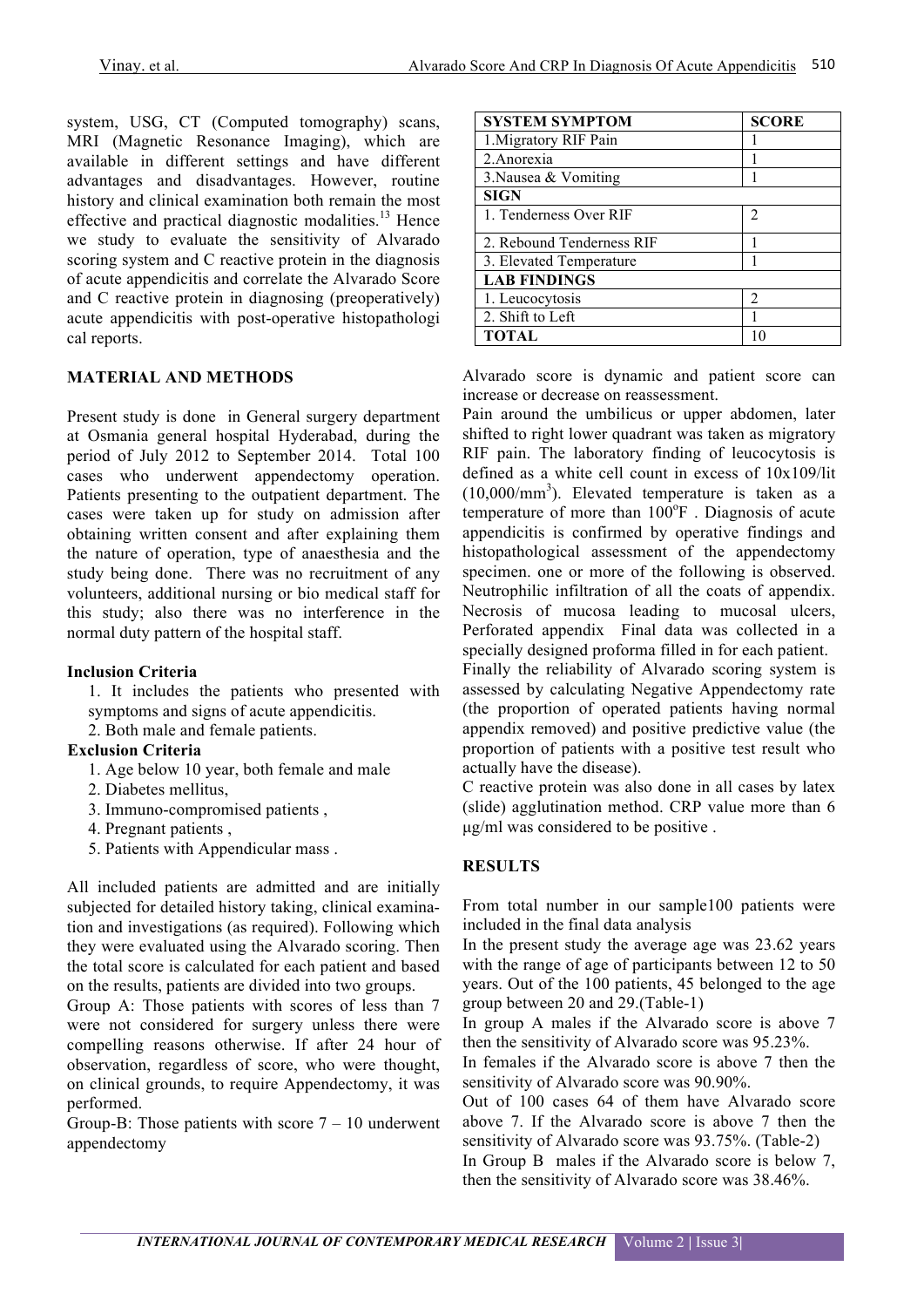system, USG, CT (Computed tomography) scans, MRI (Magnetic Resonance Imaging), which are available in different settings and have different advantages and disadvantages. However, routine history and clinical examination both remain the most effective and practical diagnostic modalities.[13] Hence we study to evaluate the sensitivity of Alvarado scoring system and C reactive protein in the diagnosis of acute appendicitis and correlate the Alvarado Score and C reactive protein in diagnosing (preoperatively) acute appendicitis with post-operative histopathological reports.

## MATERIAL AND METHODS

Present study is done in General surgery department at Osmania general hospital Hyderabad, during the period of July 2012 to September 2014. Total 100 cases who underwent appendectomy operation. Patients presenting to the outpatient department. The cases were taken up for study on admission after obtaining written consent and after explaining them the nature of operation, type of anaesthesia and the study being done. There was no recruitment of any volunteers, additional nursing or bio medical staff for this study; also there was no interference in the normal duty pattern of the hospital staff.

**Inclusion Criteria**

1. It includes the patients who presented with symptoms and signs of acute appendicitis.
2. Both male and female patients.

**Exclusion Criteria**

1. Age below 10 year, both female and male
2. Diabetes mellitus,
3. Immuno-compromised patients ,
4. Pregnant patients ,
5. Patients with Appendicular mass .

All included patients are admitted and are initially subjected for detailed history taking, clinical examination and investigations (as required). Following which they were evaluated using the Alvarado scoring. Then the total score is calculated for each patient and based on the results, patients are divided into two groups.

Group A: Those patients with scores of less than 7 were not considered for surgery unless there were compelling reasons otherwise. If after 24 hour of observation, regardless of score, who were thought, on clinical grounds, to require Appendectomy, it was performed.

Group-B: Those patients with score 7 – 10 underwent appendectomy

| SYSTEM SYMPTOM | SCORE |
|---|---|
| 1.Migratory RIF Pain | 1 |
| 2.Anorexia | 1 |
| 3.Nausea & Vomiting | 1 |
| **SIGN** | |
| 1. Tenderness Over RIF | 2 |
| 2. Rebound Tenderness RIF | 1 |
| 3. Elevated Temperature | 1 |
| **LAB FINDINGS** | |
| 1. Leucocytosis | 2 |
| 2. Shift to Left | 1 |
| **TOTAL** | 10 |

Alvarado score is dynamic and patient score can increase or decrease on reassessment.

Pain around the umbilicus or upper abdomen, later shifted to right lower quadrant was taken as migratory RIF pain. The laboratory finding of leucocytosis is defined as a white cell count in excess of 10x109/lit ($10{,}000/mm^3$). Elevated temperature is taken as a temperature of more than $100^oF$ . Diagnosis of acute appendicitis is confirmed by operative findings and histopathological assessment of the appendectomy specimen. one or more of the following is observed. Neutrophilic infiltration of all the coats of appendix. Necrosis of mucosa leading to mucosal ulcers, Perforated appendix Final data was collected in a specially designed proforma filled in for each patient.

Finally the reliability of Alvarado scoring system is assessed by calculating Negative Appendectomy rate (the proportion of operated patients having normal appendix removed) and positive predictive value (the proportion of patients with a positive test result who actually have the disease).

C reactive protein was also done in all cases by latex (slide) agglutination method. CRP value more than 6 μg/ml was considered to be positive .

## RESULTS

From total number in our sample100 patients were included in the final data analysis

In the present study the average age was 23.62 years with the range of age of participants between 12 to 50 years. Out of the 100 patients, 45 belonged to the age group between 20 and 29.(Table-1)

In group A males if the Alvarado score is above 7 then the sensitivity of Alvarado score was 95.23%.

In females if the Alvarado score is above 7 then the sensitivity of Alvarado score was 90.90%.

Out of 100 cases 64 of them have Alvarado score above 7. If the Alvarado score is above 7 then the sensitivity of Alvarado score was 93.75%. (Table-2)

In Group B males if the Alvarado score is below 7, then the sensitivity of Alvarado score was 38.46%.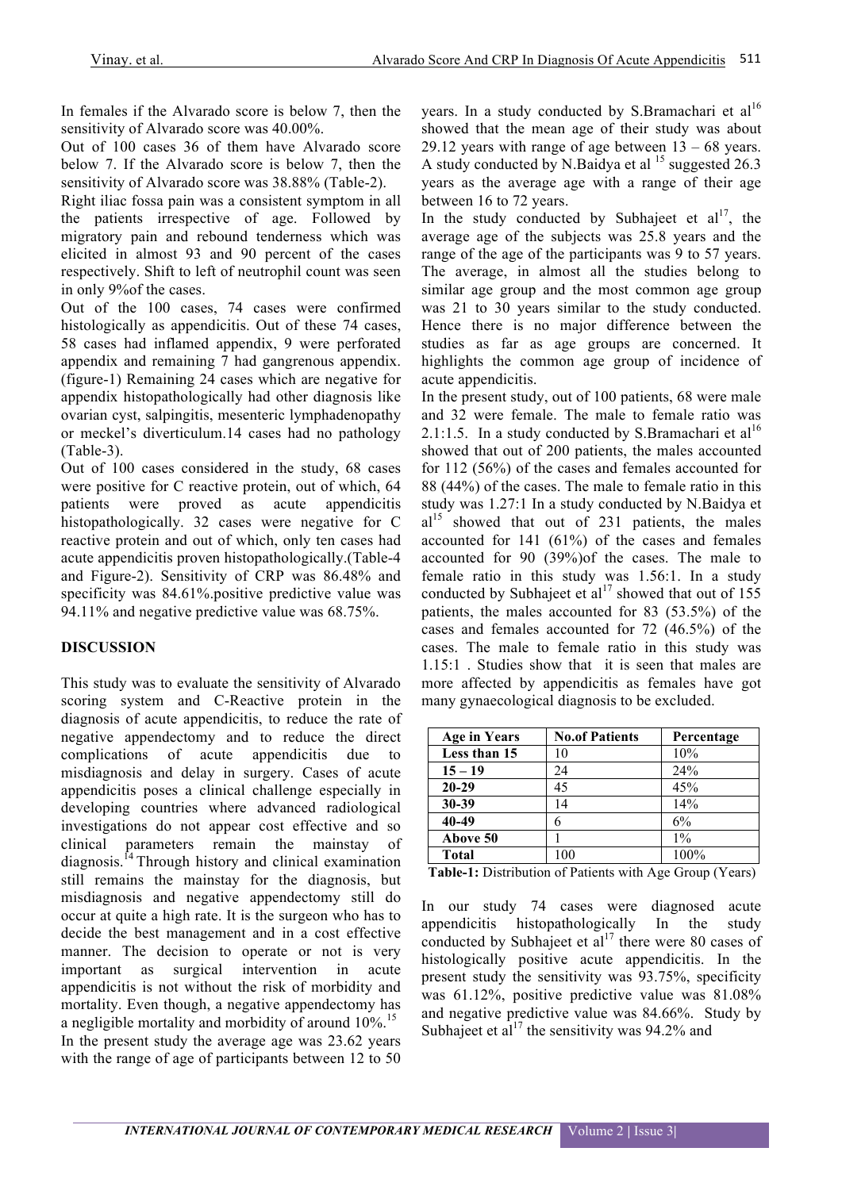In females if the Alvarado score is below 7, then the sensitivity of Alvarado score was 40.00%.

Out of 100 cases 36 of them have Alvarado score below 7. If the Alvarado score is below 7, then the sensitivity of Alvarado score was 38.88% (Table-2).

Right iliac fossa pain was a consistent symptom in all the patients irrespective of age. Followed by migratory pain and rebound tenderness which was elicited in almost 93 and 90 percent of the cases respectively. Shift to left of neutrophil count was seen in only 9%of the cases.

Out of the 100 cases, 74 cases were confirmed histologically as appendicitis. Out of these 74 cases, 58 cases had inflamed appendix, 9 were perforated appendix and remaining 7 had gangrenous appendix. (figure-1) Remaining 24 cases which are negative for appendix histopathologically had other diagnosis like ovarian cyst, salpingitis, mesenteric lymphadenopathy or meckel's diverticulum.14 cases had no pathology (Table-3).

Out of 100 cases considered in the study, 68 cases were positive for C reactive protein, out of which, 64 patients were proved as acute appendicitis histopathologically. 32 cases were negative for C reactive protein and out of which, only ten cases had acute appendicitis proven histopathologically.(Table-4 and Figure-2). Sensitivity of CRP was 86.48% and specificity was 84.61%.positive predictive value was 94.11% and negative predictive value was 68.75%.

## DISCUSSION

This study was to evaluate the sensitivity of Alvarado scoring system and C-Reactive protein in the diagnosis of acute appendicitis, to reduce the rate of negative appendectomy and to reduce the direct complications of acute appendicitis due to misdiagnosis and delay in surgery. Cases of acute appendicitis poses a clinical challenge especially in developing countries where advanced radiological investigations do not appear cost effective and so clinical parameters remain the mainstay of diagnosis.[14] Through history and clinical examination still remains the mainstay for the diagnosis, but misdiagnosis and negative appendectomy still do occur at quite a high rate. It is the surgeon who has to decide the best management and in a cost effective manner. The decision to operate or not is very important as surgical intervention in acute appendicitis is not without the risk of morbidity and mortality. Even though, a negative appendectomy has a negligible mortality and morbidity of around 10%.[15]

In the present study the average age was 23.62 years with the range of age of participants between 12 to 50 years. In a study conducted by S.Bramachari et al[16] showed that the mean age of their study was about 29.12 years with range of age between 13 – 68 years. A study conducted by N.Baidya et al [15] suggested 26.3 years as the average age with a range of their age between 16 to 72 years.

In the study conducted by Subhajeet et al[17], the average age of the subjects was 25.8 years and the range of the age of the participants was 9 to 57 years. The average, in almost all the studies belong to similar age group and the most common age group was 21 to 30 years similar to the study conducted. Hence there is no major difference between the studies as far as age groups are concerned. It highlights the common age group of incidence of acute appendicitis.

In the present study, out of 100 patients, 68 were male and 32 were female. The male to female ratio was 2.1:1.5. In a study conducted by S.Bramachari et al[16] showed that out of 200 patients, the males accounted for 112 (56%) of the cases and females accounted for 88 (44%) of the cases. The male to female ratio in this study was 1.27:1 In a study conducted by N.Baidya et al[15] showed that out of 231 patients, the males accounted for 141 (61%) of the cases and females accounted for 90 (39%)of the cases. The male to female ratio in this study was 1.56:1. In a study conducted by Subhajeet et al[17] showed that out of 155 patients, the males accounted for 83 (53.5%) of the cases and females accounted for 72 (46.5%) of the cases. The male to female ratio in this study was 1.15:1 . Studies show that it is seen that males are more affected by appendicitis as females have got many gynaecological diagnosis to be excluded.

| Age in Years | No.of Patients | Percentage |
|---|---|---|
| Less than 15 | 10 | 10% |
| 15 – 19 | 24 | 24% |
| 20-29 | 45 | 45% |
| 30-39 | 14 | 14% |
| 40-49 | 6 | 6% |
| Above 50 | 1 | 1% |
| Total | 100 | 100% |

**Table-1:** Distribution of Patients with Age Group (Years)

In our study 74 cases were diagnosed acute appendicitis histopathologically In the study conducted by Subhajeet et al[17] there were 80 cases of histologically positive acute appendicitis. In the present study the sensitivity was 93.75%, specificity was 61.12%, positive predictive value was 81.08% and negative predictive value was 84.66%. Study by Subhajeet et al[17] the sensitivity was 94.2% and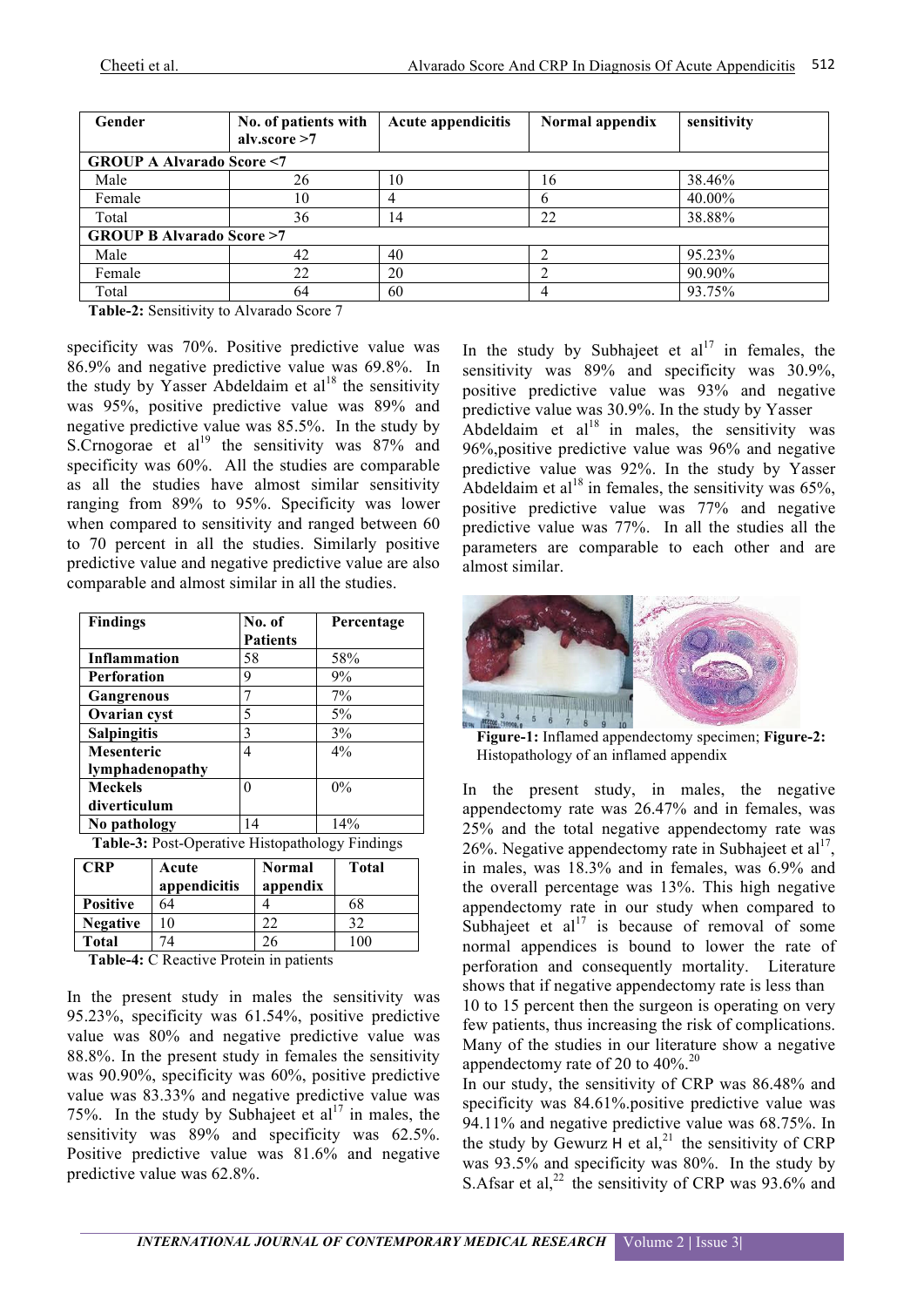| Gender | No. of patients with alv.score >7 | Acute appendicitis | Normal appendix | sensitivity |
|---|---|---|---|---|
| **GROUP A Alvarado Score <7** | | | | |
| Male | 26 | 10 | 16 | 38.46% |
| Female | 10 | 4 | 6 | 40.00% |
| Total | 36 | 14 | 22 | 38.88% |
| **GROUP B Alvarado Score >7** | | | | |
| Male | 42 | 40 | 2 | 95.23% |
| Female | 22 | 20 | 2 | 90.90% |
| Total | 64 | 60 | 4 | 93.75% |

**Table-2:** Sensitivity to Alvarado Score 7

specificity was 70%. Positive predictive value was 86.9% and negative predictive value was 69.8%. In the study by Yasser Abdeldaim et al[18] the sensitivity was 95%, positive predictive value was 89% and negative predictive value was 85.5%. In the study by S.Crnogorae et al[19] the sensitivity was 87% and specificity was 60%. All the studies are comparable as all the studies have almost similar sensitivity ranging from 89% to 95%. Specificity was lower when compared to sensitivity and ranged between 60 to 70 percent in all the studies. Similarly positive predictive value and negative predictive value are also comparable and almost similar in all the studies.

| Findings | No. of Patients | Percentage |
|---|---|---|
| **Inflammation** | 58 | 58% |
| **Perforation** | 9 | 9% |
| **Gangrenous** | 7 | 7% |
| **Ovarian cyst** | 5 | 5% |
| **Salpingitis** | 3 | 3% |
| **Mesenteric lymphadenopathy** | 4 | 4% |
| **Meckels diverticulum** | 0 | 0% |
| **No pathology** | 14 | 14% |

**Table-3:** Post-Operative Histopathology Findings

| CRP | Acute appendicitis | Normal appendix | Total |
|---|---|---|---|
| **Positive** | 64 | 4 | 68 |
| **Negative** | 10 | 22 | 32 |
| **Total** | 74 | 26 | 100 |

**Table-4:** C Reactive Protein in patients

In the present study in males the sensitivity was 95.23%, specificity was 61.54%, positive predictive value was 80% and negative predictive value was 88.8%. In the present study in females the sensitivity was 90.90%, specificity was 60%, positive predictive value was 83.33% and negative predictive value was 75%. In the study by Subhajeet et al[17] in males, the sensitivity was 89% and specificity was 62.5%. Positive predictive value was 81.6% and negative predictive value was 62.8%.

In the study by Subhajeet et al[17] in females, the sensitivity was 89% and specificity was 30.9%, positive predictive value was 93% and negative predictive value was 30.9%. In the study by Yasser Abdeldaim et al[18] in males, the sensitivity was 96%, positive predictive value was 96% and negative predictive value was 92%. In the study by Yasser Abdeldaim et al[18] in females, the sensitivity was 65%, positive predictive value was 77% and negative predictive value was 77%. In all the studies all the parameters are comparable to each other and are almost similar.

**Figure-1:** Inflamed appendectomy specimen; **Figure-2:** Histopathology of an inflamed appendix

In the present study, in males, the negative appendectomy rate was 26.47% and in females, was 25% and the total negative appendectomy rate was 26%. Negative appendectomy rate in Subhajeet et al[17], in males, was 18.3% and in females, was 6.9% and the overall percentage was 13%. This high negative appendectomy rate in our study when compared to Subhajeet et al[17] is because of removal of some normal appendices is bound to lower the rate of perforation and consequently mortality. Literature shows that if negative appendectomy rate is less than 10 to 15 percent then the surgeon is operating on very few patients, thus increasing the risk of complications. Many of the studies in our literature show a negative appendectomy rate of 20 to 40%.[20]

In our study, the sensitivity of CRP was 86.48% and specificity was 84.61%.positive predictive value was 94.11% and negative predictive value was 68.75%. In the study by Gewurz H et al,[21] the sensitivity of CRP was 93.5% and specificity was 80%. In the study by S.Afsar et al,[22] the sensitivity of CRP was 93.6% and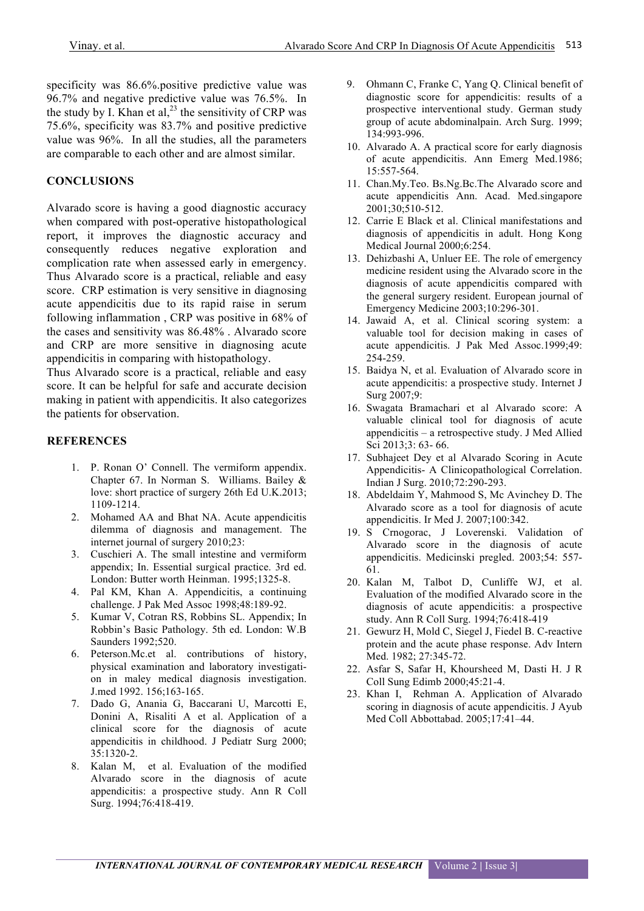specificity was 86.6%.positive predictive value was 96.7% and negative predictive value was 76.5%. In the study by I. Khan et al,[23] the sensitivity of CRP was 75.6%, specificity was 83.7% and positive predictive value was 96%. In all the studies, all the parameters are comparable to each other and are almost similar.

## CONCLUSIONS

Alvarado score is having a good diagnostic accuracy when compared with post-operative histopathological report, it improves the diagnostic accuracy and consequently reduces negative exploration and complication rate when assessed early in emergency. Thus Alvarado score is a practical, reliable and easy score. CRP estimation is very sensitive in diagnosing acute appendicitis due to its rapid raise in serum following inflammation , CRP was positive in 68% of the cases and sensitivity was 86.48% . Alvarado score and CRP are more sensitive in diagnosing acute appendicitis in comparing with histopathology.

Thus Alvarado score is a practical, reliable and easy score. It can be helpful for safe and accurate decision making in patient with appendicitis. It also categorizes the patients for observation.

## REFERENCES

1. P. Ronan O' Connell. The vermiform appendix. Chapter 67. In Norman S. Williams. Bailey & love: short practice of surgery 26th Ed U.K.2013; 1109-1214.
2. Mohamed AA and Bhat NA. Acute appendicitis dilemma of diagnosis and management. The internet journal of surgery 2010;23:
3. Cuschieri A. The small intestine and vermiform appendix; In. Essential surgical practice. 3rd ed. London: Butter worth Heinman. 1995;1325-8.
4. Pal KM, Khan A. Appendicitis, a continuing challenge. J Pak Med Assoc 1998;48:189-92.
5. Kumar V, Cotran RS, Robbins SL. Appendix; In Robbin's Basic Pathology. 5th ed. London: W.B Saunders 1992;520.
6. Peterson.Mc.et al. contributions of history, physical examination and laboratory investigation in maley medical diagnosis investigation. J.med 1992. 156;163-165.
7. Dado G, Anania G, Baccarani U, Marcotti E, Donini A, Risaliti A et al. Application of a clinical score for the diagnosis of acute appendicitis in childhood. J Pediatr Surg 2000; 35:1320-2.
8. Kalan M, et al. Evaluation of the modified Alvarado score in the diagnosis of acute appendicitis: a prospective study. Ann R Coll Surg. 1994;76:418-419.
9. Ohmann C, Franke C, Yang Q. Clinical benefit of diagnostic score for appendicitis: results of a prospective interventional study. German study group of acute abdominalpain. Arch Surg. 1999; 134:993-996.
10. Alvarado A. A practical score for early diagnosis of acute appendicitis. Ann Emerg Med.1986; 15:557-564.
11. Chan.My.Teo. Bs.Ng.Bc.The Alvarado score and acute appendicitis Ann. Acad. Med.singapore 2001;30;510-512.
12. Carrie E Black et al. Clinical manifestations and diagnosis of appendicitis in adult. Hong Kong Medical Journal 2000;6:254.
13. Dehizbashi A, Unluer EE. The role of emergency medicine resident using the Alvarado score in the diagnosis of acute appendicitis compared with the general surgery resident. European journal of Emergency Medicine 2003;10:296-301.
14. Jawaid A, et al. Clinical scoring system: a valuable tool for decision making in cases of acute appendicitis. J Pak Med Assoc.1999;49: 254-259.
15. Baidya N, et al. Evaluation of Alvarado score in acute appendicitis: a prospective study. Internet J Surg 2007;9:
16. Swagata Bramachari et al Alvarado score: A valuable clinical tool for diagnosis of acute appendicitis – a retrospective study. J Med Allied Sci 2013;3:3: 63- 66.
17. Subhajeet Dey et al Alvarado Scoring in Acute Appendicitis- A Clinicopathological Correlation. Indian J Surg. 2010;72:290-293.
18. Abdeldaim Y, Mahmood S, Mc Avinchey D. The Alvarado score as a tool for diagnosis of acute appendicitis. Ir Med J. 2007;100:342.
19. S Crnogorac, J Loverenski. Validation of Alvarado score in the diagnosis of acute appendicitis. Medicinski pregled. 2003;54: 557-61.
20. Kalan M, Talbot D, Cunliffe WJ, et al. Evaluation of the modified Alvarado score in the diagnosis of acute appendicitis: a prospective study. Ann R Coll Surg. 1994;76:418-419
21. Gewurz H, Mold C, Siegel J, Fiedel B. C-reactive protein and the acute phase response. Adv Intern Med. 1982; 27:345-72.
22. Asfar S, Safar H, Khoursheed M, Dasti H. J R Coll Sung Edimb 2000;45:21-4.
23. Khan I, Rehman A. Application of Alvarado scoring in diagnosis of acute appendicitis. J Ayub Med Coll Abbottabad. 2005;17:41–44.